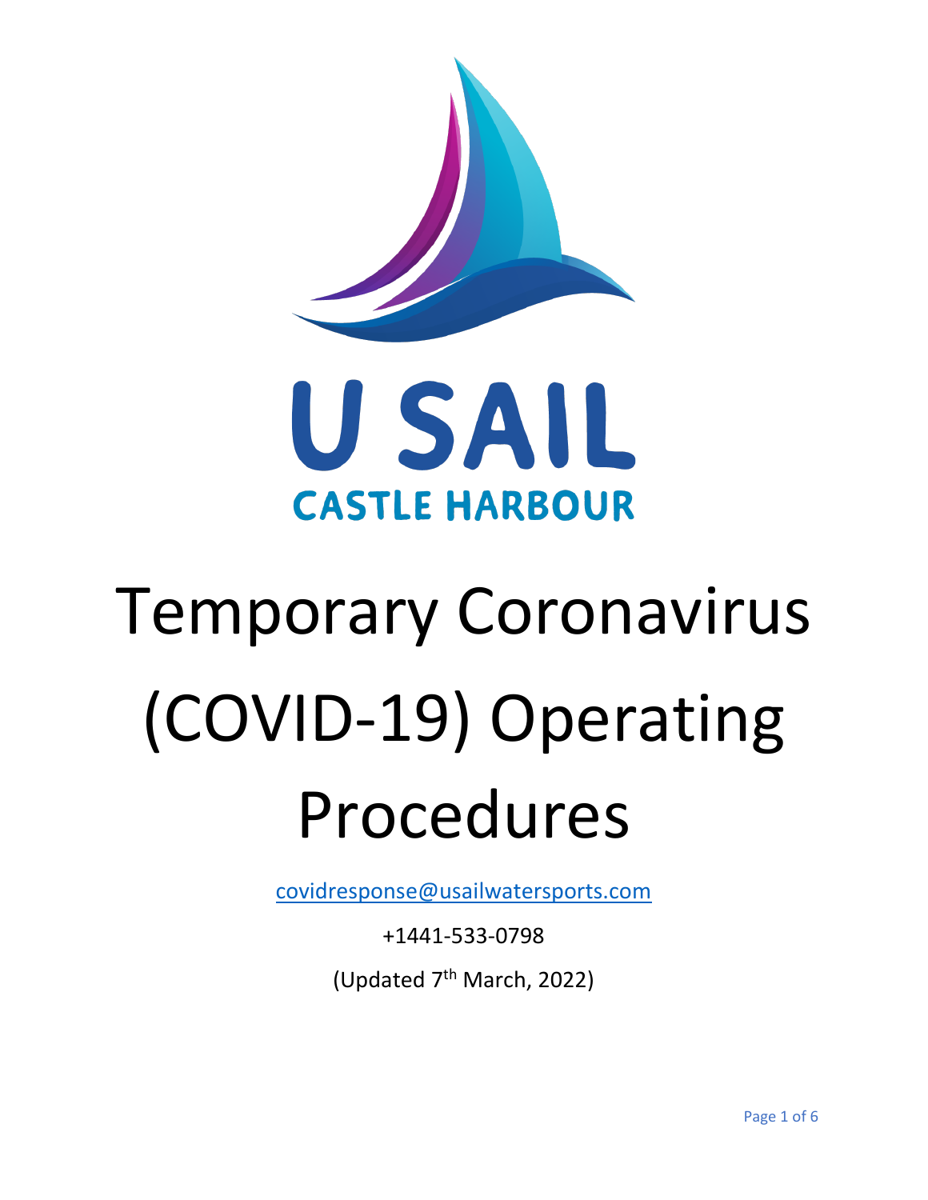# U SAIL

## CASTLE HARBOUR

# Temporary Coronavirus (COVID-19) Operating Procedures

covidresponse@usailwatersports.com

+1441-533-0798

(Updated 7th March, 2022)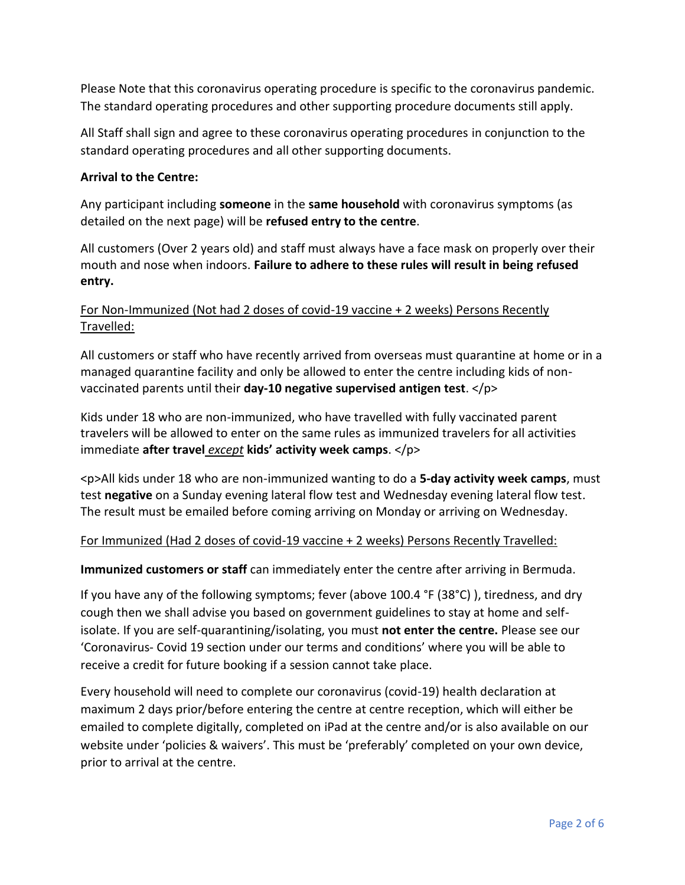Please Note that this coronavirus operating procedure is specific to the coronavirus pandemic. The standard operating procedures and other supporting procedure documents still apply.

All Staff shall sign and agree to these coronavirus operating procedures in conjunction to the standard operating procedures and all other supporting documents.

**Arrival to the Centre:**

Any participant including **someone** in the **same household** with coronavirus symptoms (as detailed on the next page) will be **refused entry to the centre**.

All customers (Over 2 years old) and staff must always have a face mask on properly over their mouth and nose when indoors. **Failure to adhere to these rules will result in being refused entry.**

<u>For Non-Immunized (Not had 2 doses of covid-19 vaccine + 2 weeks) Persons Recently Travelled:</u>

All customers or staff who have recently arrived from overseas must quarantine at home or in a managed quarantine facility and only be allowed to enter the centre including kids of non-vaccinated parents until their **day-10 negative supervised antigen test**. </p>

Kids under 18 who are non-immunized, who have travelled with fully vaccinated parent travelers will be allowed to enter on the same rules as immunized travelers for all activities immediate **after travel** ***except*** **kids' activity week camps**. </p>

<p>All kids under 18 who are non-immunized wanting to do a **5-day activity week camps**, must test **negative** on a Sunday evening lateral flow test and Wednesday evening lateral flow test. The result must be emailed before coming arriving on Monday or arriving on Wednesday.

<u>For Immunized (Had 2 doses of covid-19 vaccine + 2 weeks) Persons Recently Travelled:</u>

**Immunized customers or staff** can immediately enter the centre after arriving in Bermuda.

If you have any of the following symptoms; fever (above 100.4 °F (38°C) ), tiredness, and dry cough then we shall advise you based on government guidelines to stay at home and self-isolate. If you are self-quarantining/isolating, you must **not enter the centre.** Please see our 'Coronavirus- Covid 19 section under our terms and conditions' where you will be able to receive a credit for future booking if a session cannot take place.

Every household will need to complete our coronavirus (covid-19) health declaration at maximum 2 days prior/before entering the centre at centre reception, which will either be emailed to complete digitally, completed on iPad at the centre and/or is also available on our website under 'policies & waivers'. This must be 'preferably' completed on your own device, prior to arrival at the centre.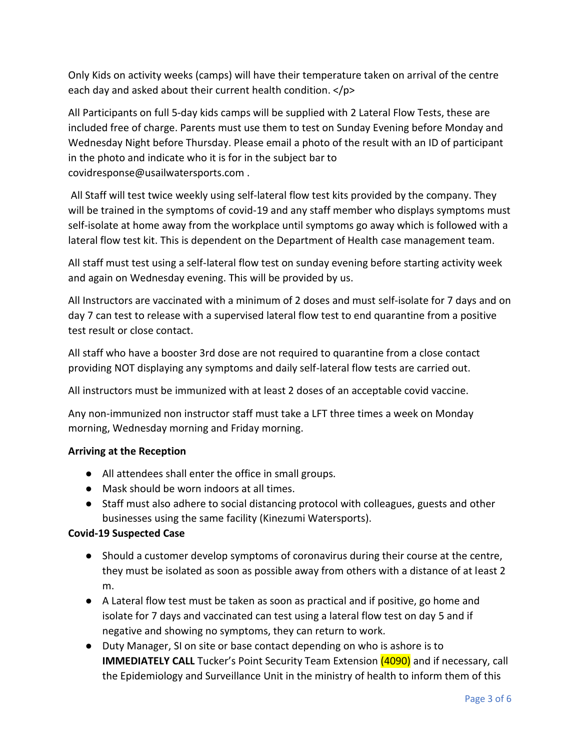Only Kids on activity weeks (camps) will have their temperature taken on arrival of the centre each day and asked about their current health condition. </p>

All Participants on full 5-day kids camps will be supplied with 2 Lateral Flow Tests, these are included free of charge. Parents must use them to test on Sunday Evening before Monday and Wednesday Night before Thursday. Please email a photo of the result with an ID of participant in the photo and indicate who it is for in the subject bar to covidresponse@usailwatersports.com .

All Staff will test twice weekly using self-lateral flow test kits provided by the company. They will be trained in the symptoms of covid-19 and any staff member who displays symptoms must self-isolate at home away from the workplace until symptoms go away which is followed with a lateral flow test kit. This is dependent on the Department of Health case management team.

All staff must test using a self-lateral flow test on sunday evening before starting activity week and again on Wednesday evening. This will be provided by us.

All Instructors are vaccinated with a minimum of 2 doses and must self-isolate for 7 days and on day 7 can test to release with a supervised lateral flow test to end quarantine from a positive test result or close contact.

All staff who have a booster 3rd dose are not required to quarantine from a close contact providing NOT displaying any symptoms and daily self-lateral flow tests are carried out.

All instructors must be immunized with at least 2 doses of an acceptable covid vaccine.

Any non-immunized non instructor staff must take a LFT three times a week on Monday morning, Wednesday morning and Friday morning.

**Arriving at the Reception**

- All attendees shall enter the office in small groups.
- Mask should be worn indoors at all times.
- Staff must also adhere to social distancing protocol with colleagues, guests and other businesses using the same facility (Kinezumi Watersports).

**Covid-19 Suspected Case**

- Should a customer develop symptoms of coronavirus during their course at the centre, they must be isolated as soon as possible away from others with a distance of at least 2 m.
- A Lateral flow test must be taken as soon as practical and if positive, go home and isolate for 7 days and vaccinated can test using a lateral flow test on day 5 and if negative and showing no symptoms, they can return to work.
- Duty Manager, SI on site or base contact depending on who is ashore is to **IMMEDIATELY CALL** Tucker's Point Security Team Extension (4090) and if necessary, call the Epidemiology and Surveillance Unit in the ministry of health to inform them of this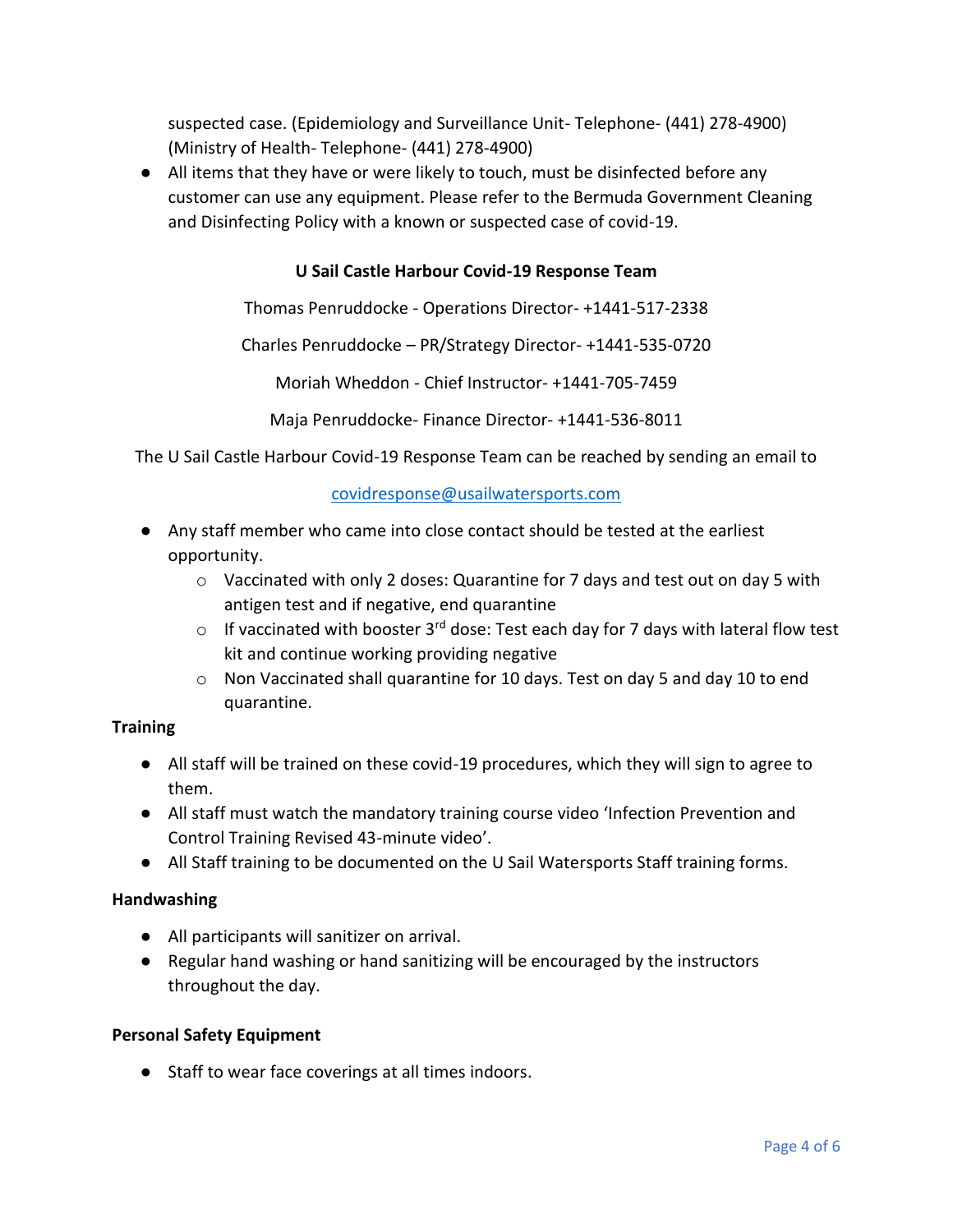suspected case. (Epidemiology and Surveillance Unit- Telephone- (441) 278-4900) (Ministry of Health- Telephone- (441) 278-4900)

- All items that they have or were likely to touch, must be disinfected before any customer can use any equipment. Please refer to the Bermuda Government Cleaning and Disinfecting Policy with a known or suspected case of covid-19.

**U Sail Castle Harbour Covid-19 Response Team**

Thomas Penruddocke - Operations Director- +1441-517-2338

Charles Penruddocke – PR/Strategy Director- +1441-535-0720

Moriah Wheddon - Chief Instructor- +1441-705-7459

Maja Penruddocke- Finance Director- +1441-536-8011

The U Sail Castle Harbour Covid-19 Response Team can be reached by sending an email to

[covidresponse@usailwatersports.com](mailto:covidresponse@usailwatersports.com)

- Any staff member who came into close contact should be tested at the earliest opportunity.
  - Vaccinated with only 2 doses: Quarantine for 7 days and test out on day 5 with antigen test and if negative, end quarantine
  - If vaccinated with booster 3rd dose: Test each day for 7 days with lateral flow test kit and continue working providing negative
  - Non Vaccinated shall quarantine for 10 days. Test on day 5 and day 10 to end quarantine.

**Training**

- All staff will be trained on these covid-19 procedures, which they will sign to agree to them.
- All staff must watch the mandatory training course video 'Infection Prevention and Control Training Revised 43-minute video'.
- All Staff training to be documented on the U Sail Watersports Staff training forms.

**Handwashing**

- All participants will sanitizer on arrival.
- Regular hand washing or hand sanitizing will be encouraged by the instructors throughout the day.

**Personal Safety Equipment**

- Staff to wear face coverings at all times indoors.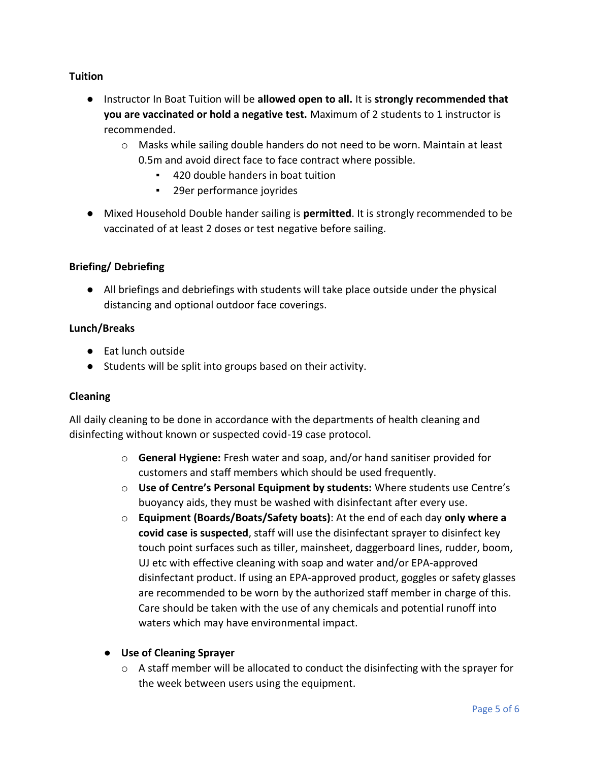**Tuition**

- Instructor In Boat Tuition will be **allowed open to all.** It is **strongly recommended that you are vaccinated or hold a negative test.** Maximum of 2 students to 1 instructor is recommended.
  - Masks while sailing double handers do not need to be worn. Maintain at least 0.5m and avoid direct face to face contract where possible.
    - 420 double handers in boat tuition
    - 29er performance joyrides
- Mixed Household Double hander sailing is **permitted**. It is strongly recommended to be vaccinated of at least 2 doses or test negative before sailing.

**Briefing/ Debriefing**

- All briefings and debriefings with students will take place outside under the physical distancing and optional outdoor face coverings.

**Lunch/Breaks**

- Eat lunch outside
- Students will be split into groups based on their activity.

**Cleaning**

All daily cleaning to be done in accordance with the departments of health cleaning and disinfecting without known or suspected covid-19 case protocol.

- **General Hygiene:** Fresh water and soap, and/or hand sanitiser provided for customers and staff members which should be used frequently.
- **Use of Centre's Personal Equipment by students:** Where students use Centre's buoyancy aids, they must be washed with disinfectant after every use.
- **Equipment (Boards/Boats/Safety boats)**: At the end of each day **only where a covid case is suspected**, staff will use the disinfectant sprayer to disinfect key touch point surfaces such as tiller, mainsheet, daggerboard lines, rudder, boom, UJ etc with effective cleaning with soap and water and/or EPA-approved disinfectant product. If using an EPA-approved product, goggles or safety glasses are recommended to be worn by the authorized staff member in charge of this. Care should be taken with the use of any chemicals and potential runoff into waters which may have environmental impact.

- **Use of Cleaning Sprayer**
  - A staff member will be allocated to conduct the disinfecting with the sprayer for the week between users using the equipment.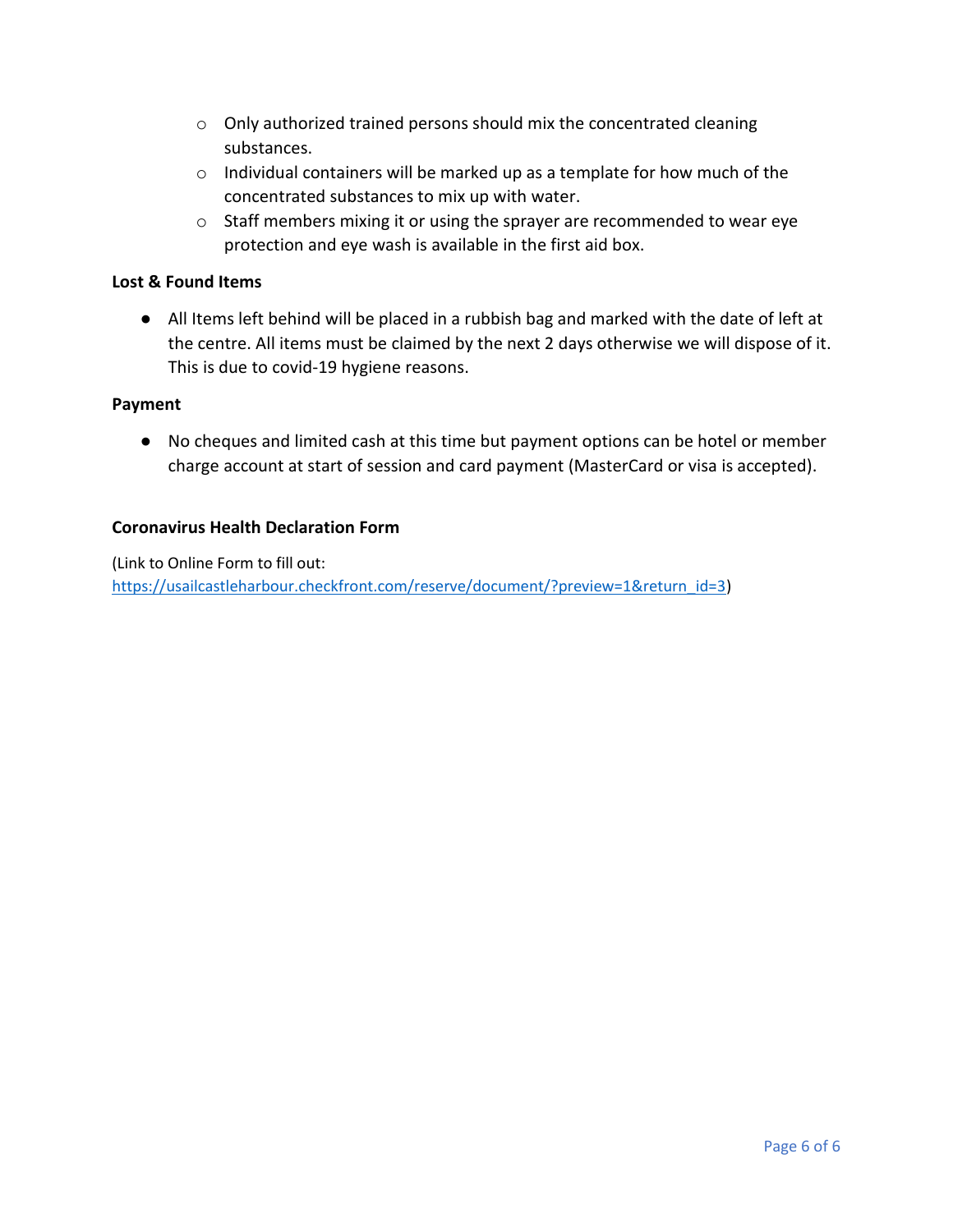- Only authorized trained persons should mix the concentrated cleaning substances.
  - Individual containers will be marked up as a template for how much of the concentrated substances to mix up with water.
  - Staff members mixing it or using the sprayer are recommended to wear eye protection and eye wash is available in the first aid box.

**Lost & Found Items**

- All Items left behind will be placed in a rubbish bag and marked with the date of left at the centre. All items must be claimed by the next 2 days otherwise we will dispose of it. This is due to covid-19 hygiene reasons.

**Payment**

- No cheques and limited cash at this time but payment options can be hotel or member charge account at start of session and card payment (MasterCard or visa is accepted).

**Coronavirus Health Declaration Form**

(Link to Online Form to fill out:
https://usailcastleharbour.checkfront.com/reserve/document/?preview=1&return_id=3)